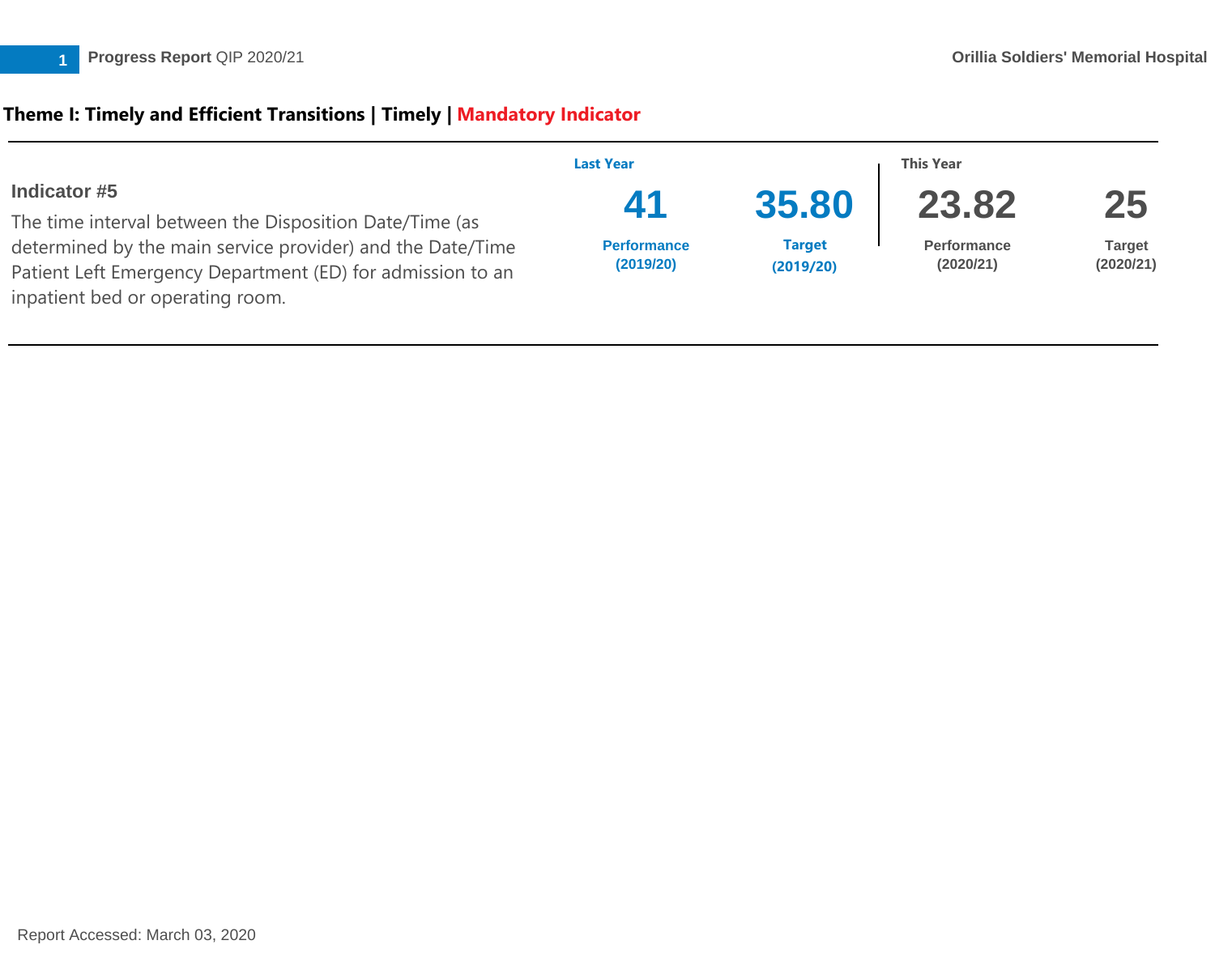## Theme I: Timely and Efficient Transitions | Timely | Mandatory Indicator

### Indicator #5

The time interval between the Disposition Date/Time (as determined by the main service provider) and the Date/Time Patient Left Emergency Department (ED) for admission to an inpatient bed or operating room.

| Last Year | | This Year | |
|---|---|---|---|
| **41** | **35.80** | **23.82** | **25** |
| Performance (2019/20) | Target (2019/20) | Performance (2020/21) | Target (2020/21) |

Report Accessed: March 03, 2020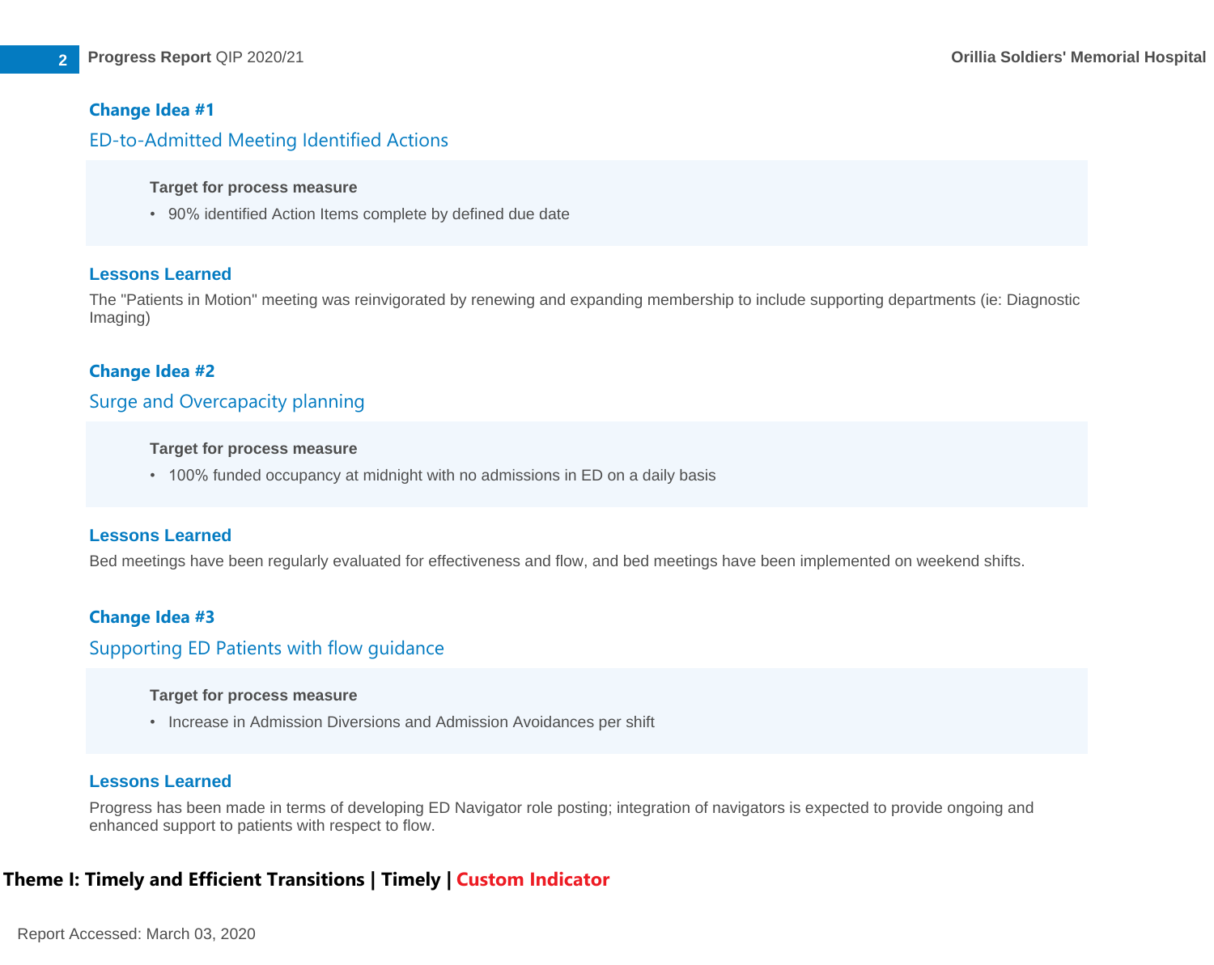### Change Idea #1

ED-to-Admitted Meeting Identified Actions

**Target for process measure**

- 90% identified Action Items complete by defined due date

### Lessons Learned

The "Patients in Motion" meeting was reinvigorated by renewing and expanding membership to include supporting departments (ie: Diagnostic Imaging)

### Change Idea #2

Surge and Overcapacity planning

**Target for process measure**

- 100% funded occupancy at midnight with no admissions in ED on a daily basis

### Lessons Learned

Bed meetings have been regularly evaluated for effectiveness and flow, and bed meetings have been implemented on weekend shifts.

### Change Idea #3

Supporting ED Patients with flow guidance

**Target for process measure**

- Increase in Admission Diversions and Admission Avoidances per shift

### Lessons Learned

Progress has been made in terms of developing ED Navigator role posting; integration of navigators is expected to provide ongoing and enhanced support to patients with respect to flow.

## Theme I: Timely and Efficient Transitions | Timely | Custom Indicator

Report Accessed: March 03, 2020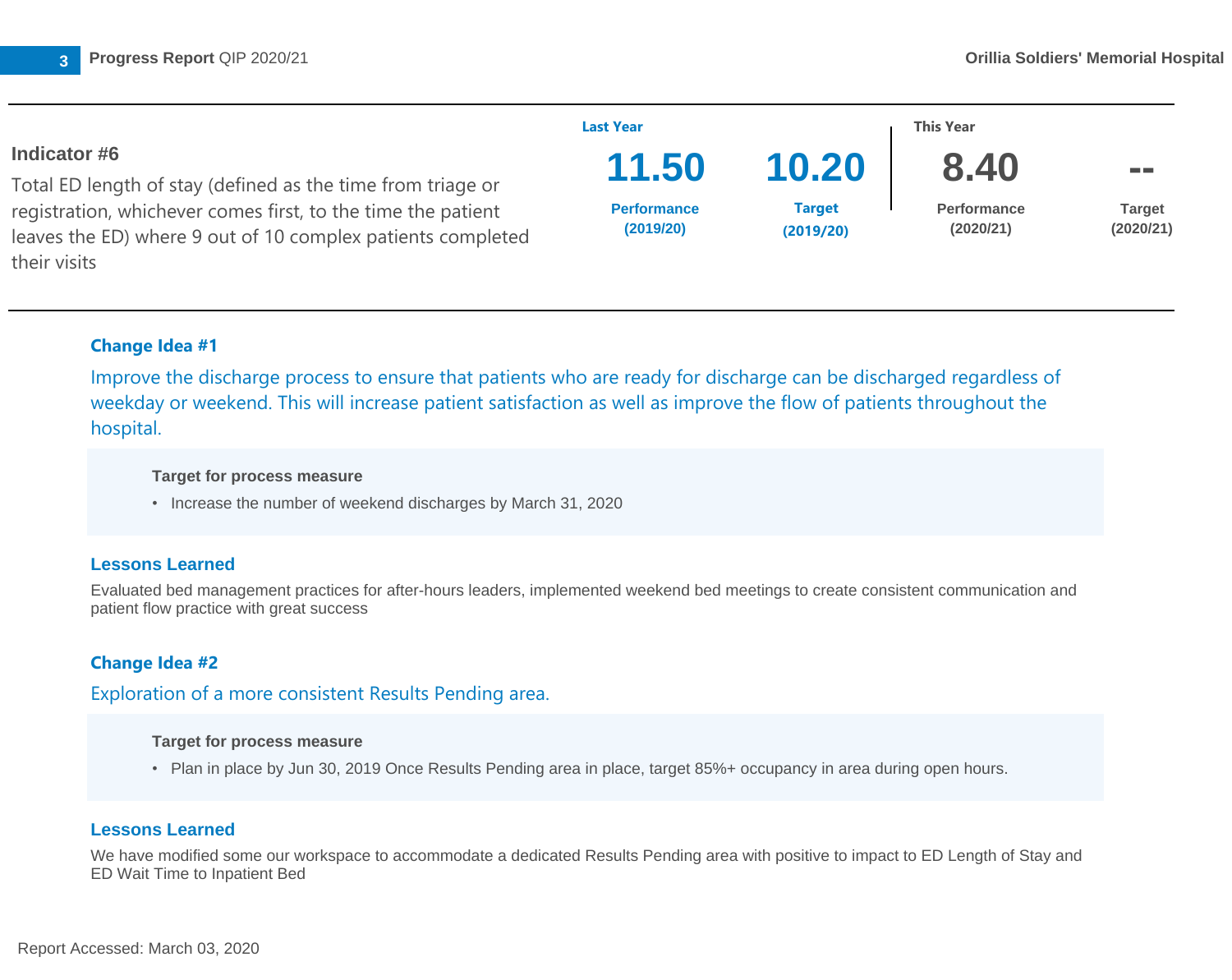## Indicator #6

Total ED length of stay (defined as the time from triage or registration, whichever comes first, to the time the patient leaves the ED) where 9 out of 10 complex patients completed their visits

| | Last Year | | This Year | |
|---|---|---|---|---|
| | **11.50** | **10.20** | **8.40** | **--** |
| | Performance (2019/20) | Target (2019/20) | Performance (2020/21) | Target (2020/21) |

### Change Idea #1

Improve the discharge process to ensure that patients who are ready for discharge can be discharged regardless of weekday or weekend. This will increase patient satisfaction as well as improve the flow of patients throughout the hospital.

**Target for process measure**

- Increase the number of weekend discharges by March 31, 2020

### Lessons Learned

Evaluated bed management practices for after-hours leaders, implemented weekend bed meetings to create consistent communication and patient flow practice with great success

### Change Idea #2

Exploration of a more consistent Results Pending area.

**Target for process measure**

- Plan in place by Jun 30, 2019 Once Results Pending area in place, target 85%+ occupancy in area during open hours.

### Lessons Learned

We have modified some our workspace to accommodate a dedicated Results Pending area with positive to impact to ED Length of Stay and ED Wait Time to Inpatient Bed

Report Accessed: March 03, 2020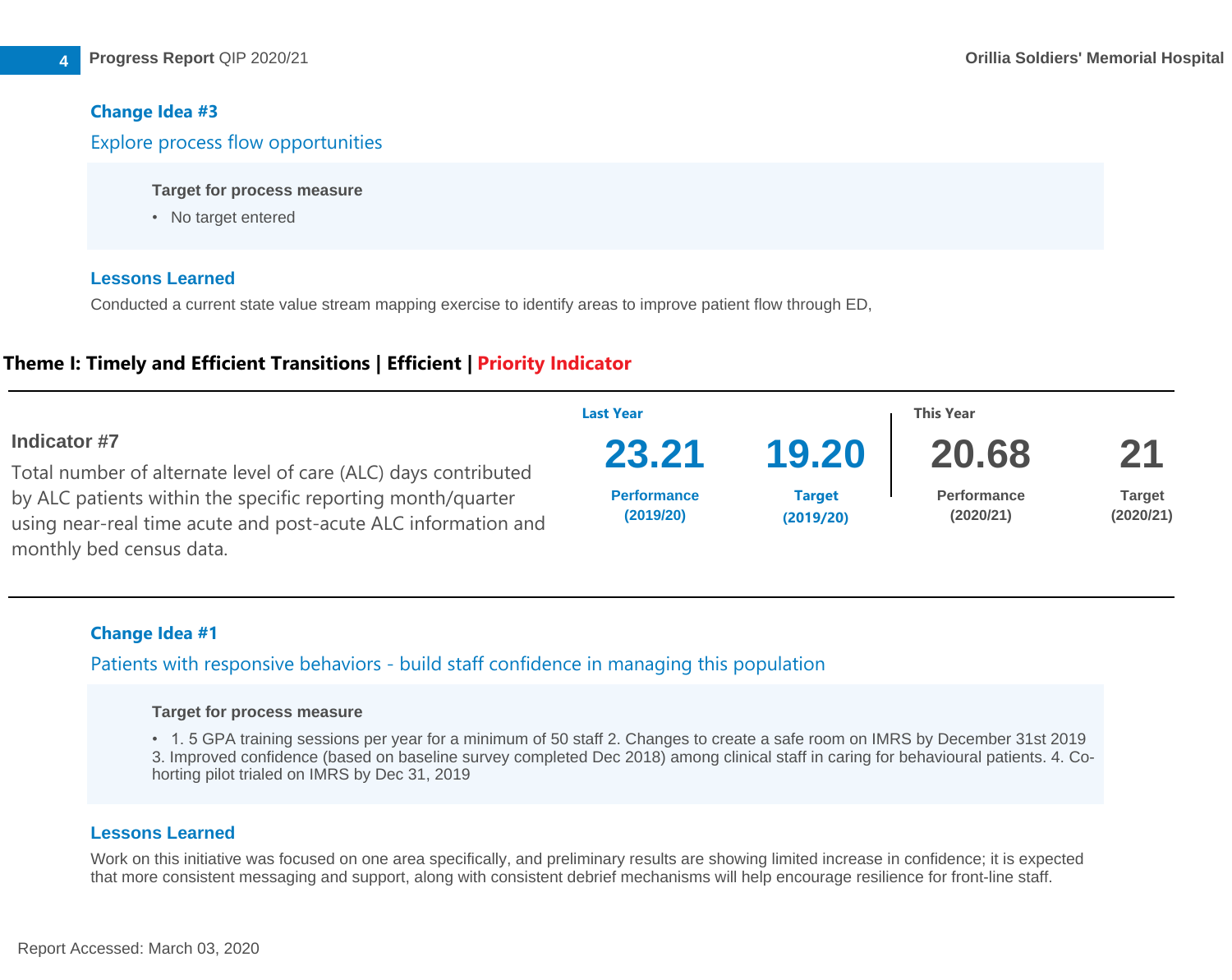### Change Idea #3

Explore process flow opportunities

**Target for process measure**

- No target entered

**Lessons Learned**

Conducted a current state value stream mapping exercise to identify areas to improve patient flow through ED,

## Theme I: Timely and Efficient Transitions | Efficient | Priority Indicator

**Indicator #7**

Total number of alternate level of care (ALC) days contributed by ALC patients within the specific reporting month/quarter using near-real time acute and post-acute ALC information and monthly bed census data.

| Last Year | | This Year | |
|---|---|---|---|
| 23.21 | 19.20 | 20.68 | 21 |
| Performance (2019/20) | Target (2019/20) | Performance (2020/21) | Target (2020/21) |

### Change Idea #1

Patients with responsive behaviors - build staff confidence in managing this population

**Target for process measure**

- 1. 5 GPA training sessions per year for a minimum of 50 staff 2. Changes to create a safe room on IMRS by December 31st 2019 3. Improved confidence (based on baseline survey completed Dec 2018) among clinical staff in caring for behavioural patients. 4. Co-horting pilot trialed on IMRS by Dec 31, 2019

**Lessons Learned**

Work on this initiative was focused on one area specifically, and preliminary results are showing limited increase in confidence; it is expected that more consistent messaging and support, along with consistent debrief mechanisms will help encourage resilience for front-line staff.

Report Accessed: March 03, 2020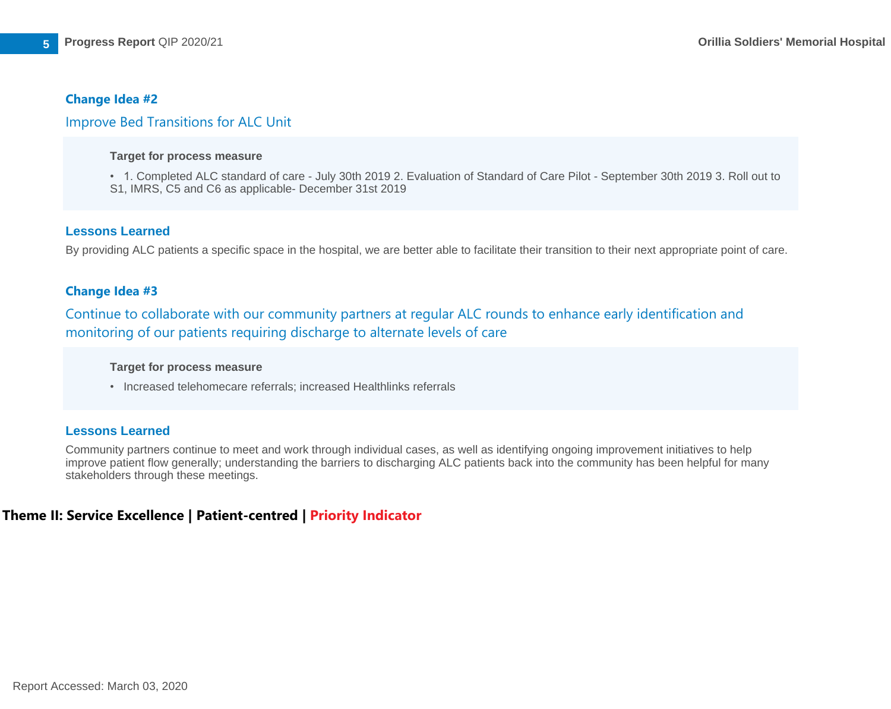### Change Idea #2

Improve Bed Transitions for ALC Unit

**Target for process measure**

- 1. Completed ALC standard of care - July 30th 2019 2. Evaluation of Standard of Care Pilot - September 30th 2019 3. Roll out to S1, IMRS, C5 and C6 as applicable- December 31st 2019

**Lessons Learned**

By providing ALC patients a specific space in the hospital, we are better able to facilitate their transition to their next appropriate point of care.

### Change Idea #3

Continue to collaborate with our community partners at regular ALC rounds to enhance early identification and monitoring of our patients requiring discharge to alternate levels of care

**Target for process measure**

- Increased telehomecare referrals; increased Healthlinks referrals

**Lessons Learned**

Community partners continue to meet and work through individual cases, as well as identifying ongoing improvement initiatives to help improve patient flow generally; understanding the barriers to discharging ALC patients back into the community has been helpful for many stakeholders through these meetings.

## Theme II: Service Excellence | Patient-centred | Priority Indicator

Report Accessed: March 03, 2020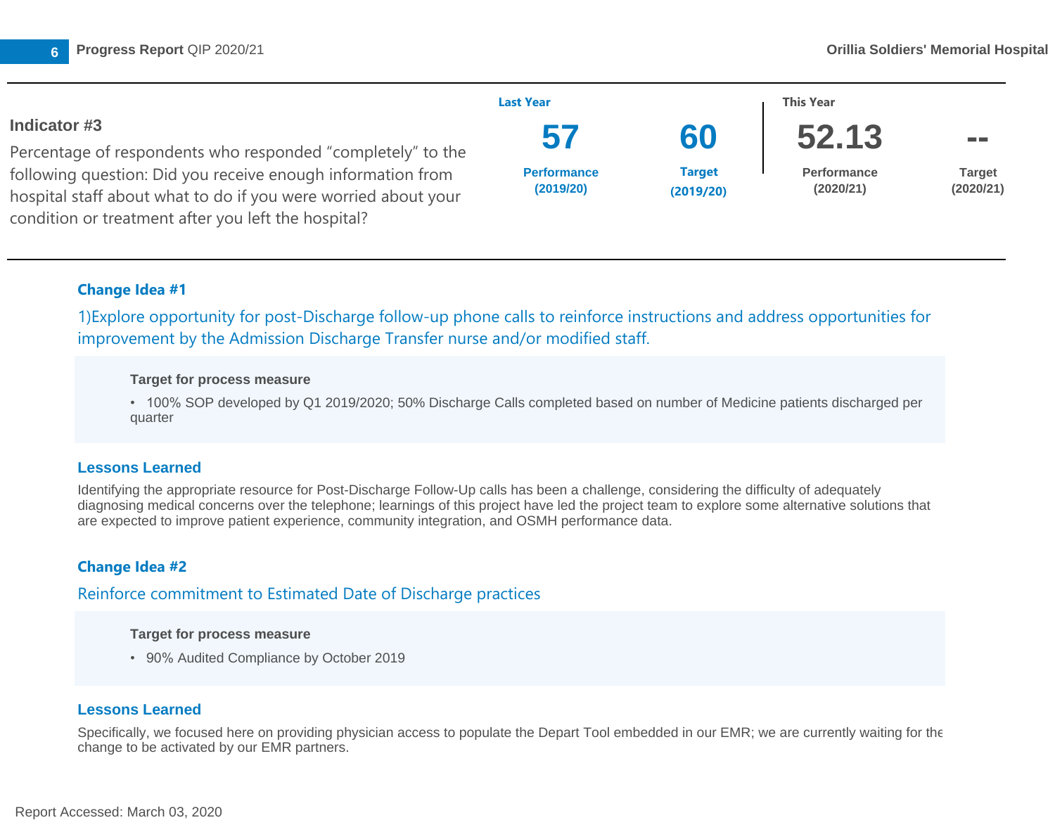## Indicator #3

Percentage of respondents who responded "completely" to the following question: Did you receive enough information from hospital staff about what to do if you were worried about your condition or treatment after you left the hospital?

| Last Year | | This Year | |
|---|---|---|---|
| 57 | 60 | 52.13 | -- |
| Performance (2019/20) | Target (2019/20) | Performance (2020/21) | Target (2020/21) |

### Change Idea #1

1)Explore opportunity for post-Discharge follow-up phone calls to reinforce instructions and address opportunities for improvement by the Admission Discharge Transfer nurse and/or modified staff.

**Target for process measure**

- 100% SOP developed by Q1 2019/2020; 50% Discharge Calls completed based on number of Medicine patients discharged per quarter

#### Lessons Learned

Identifying the appropriate resource for Post-Discharge Follow-Up calls has been a challenge, considering the difficulty of adequately diagnosing medical concerns over the telephone; learnings of this project have led the project team to explore some alternative solutions that are expected to improve patient experience, community integration, and OSMH performance data.

### Change Idea #2

Reinforce commitment to Estimated Date of Discharge practices

**Target for process measure**

- 90% Audited Compliance by October 2019

#### Lessons Learned

Specifically, we focused here on providing physician access to populate the Depart Tool embedded in our EMR; we are currently waiting for the change to be activated by our EMR partners.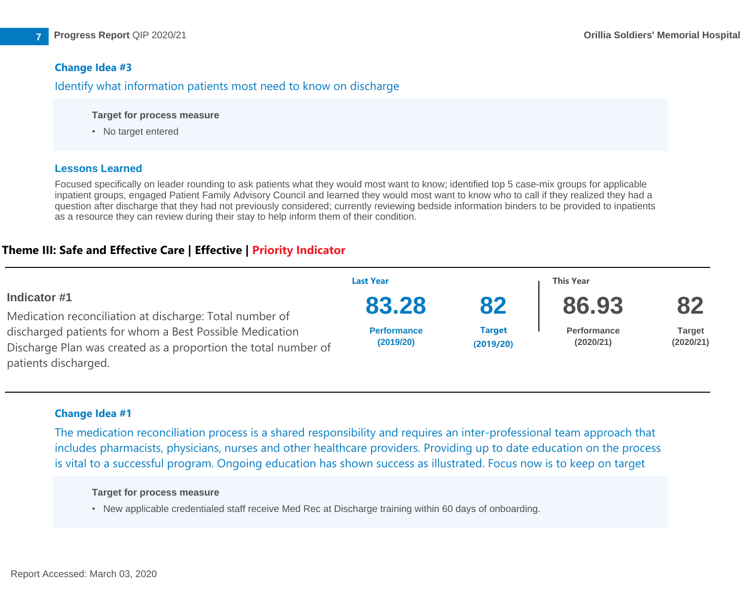### Change Idea #3

Identify what information patients most need to know on discharge

**Target for process measure**

- No target entered

### Lessons Learned

Focused specifically on leader rounding to ask patients what they would most want to know; identified top 5 case-mix groups for applicable inpatient groups, engaged Patient Family Advisory Council and learned they would most want to know who to call if they realized they had a question after discharge that they had not previously considered; currently reviewing bedside information binders to be provided to inpatients as a resource they can review during their stay to help inform them of their condition.

## Theme III: Safe and Effective Care | Effective | Priority Indicator

### Indicator #1

Medication reconciliation at discharge: Total number of discharged patients for whom a Best Possible Medication Discharge Plan was created as a proportion the total number of patients discharged.

| Last Year | | This Year | |
|---|---|---|---|
| Performance (2019/20) | Target (2019/20) | Performance (2020/21) | Target (2020/21) |
| 83.28 | 82 | 86.93 | 82 |

### Change Idea #1

The medication reconciliation process is a shared responsibility and requires an inter-professional team approach that includes pharmacists, physicians, nurses and other healthcare providers. Providing up to date education on the process is vital to a successful program. Ongoing education has shown success as illustrated. Focus now is to keep on target

**Target for process measure**

- New applicable credentialed staff receive Med Rec at Discharge training within 60 days of onboarding.

Report Accessed: March 03, 2020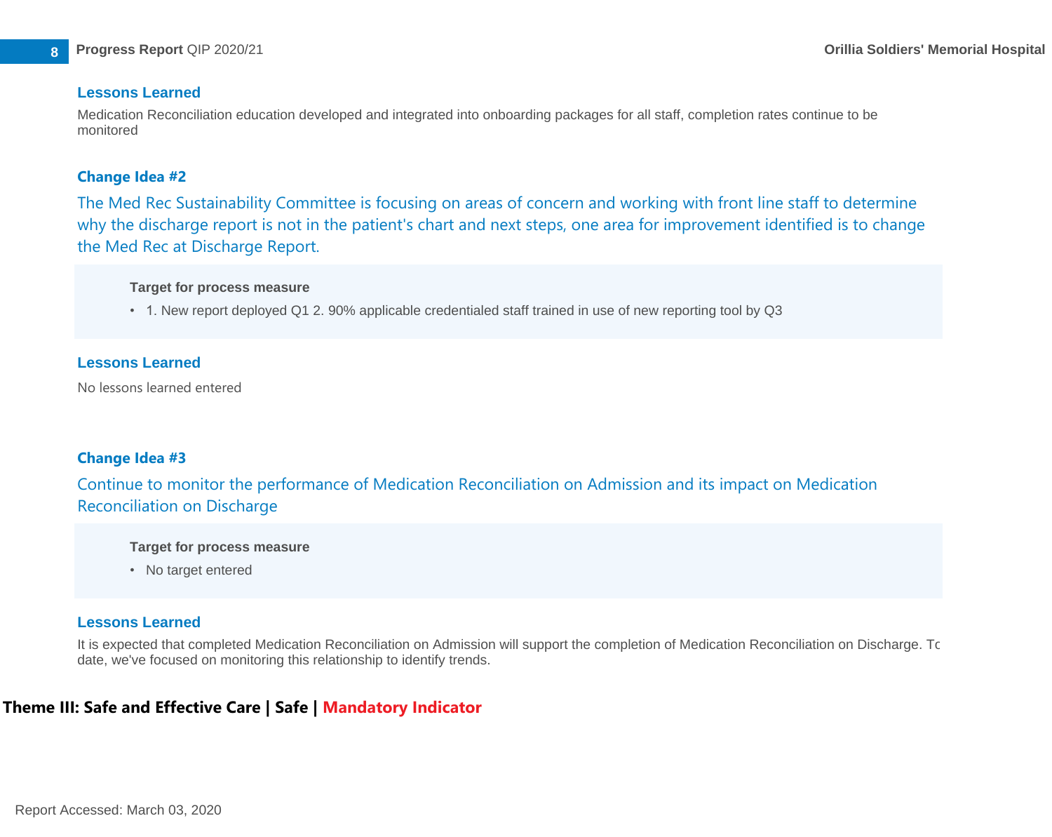### Lessons Learned

Medication Reconciliation education developed and integrated into onboarding packages for all staff, completion rates continue to be monitored

### Change Idea #2

The Med Rec Sustainability Committee is focusing on areas of concern and working with front line staff to determine why the discharge report is not in the patient's chart and next steps, one area for improvement identified is to change the Med Rec at Discharge Report.

**Target for process measure**

- 1. New report deployed Q1 2. 90% applicable credentialed staff trained in use of new reporting tool by Q3

### Lessons Learned

No lessons learned entered

### Change Idea #3

Continue to monitor the performance of Medication Reconciliation on Admission and its impact on Medication Reconciliation on Discharge

**Target for process measure**

- No target entered

### Lessons Learned

It is expected that completed Medication Reconciliation on Admission will support the completion of Medication Reconciliation on Discharge. To date, we've focused on monitoring this relationship to identify trends.

## Theme III: Safe and Effective Care | Safe | Mandatory Indicator

Report Accessed: March 03, 2020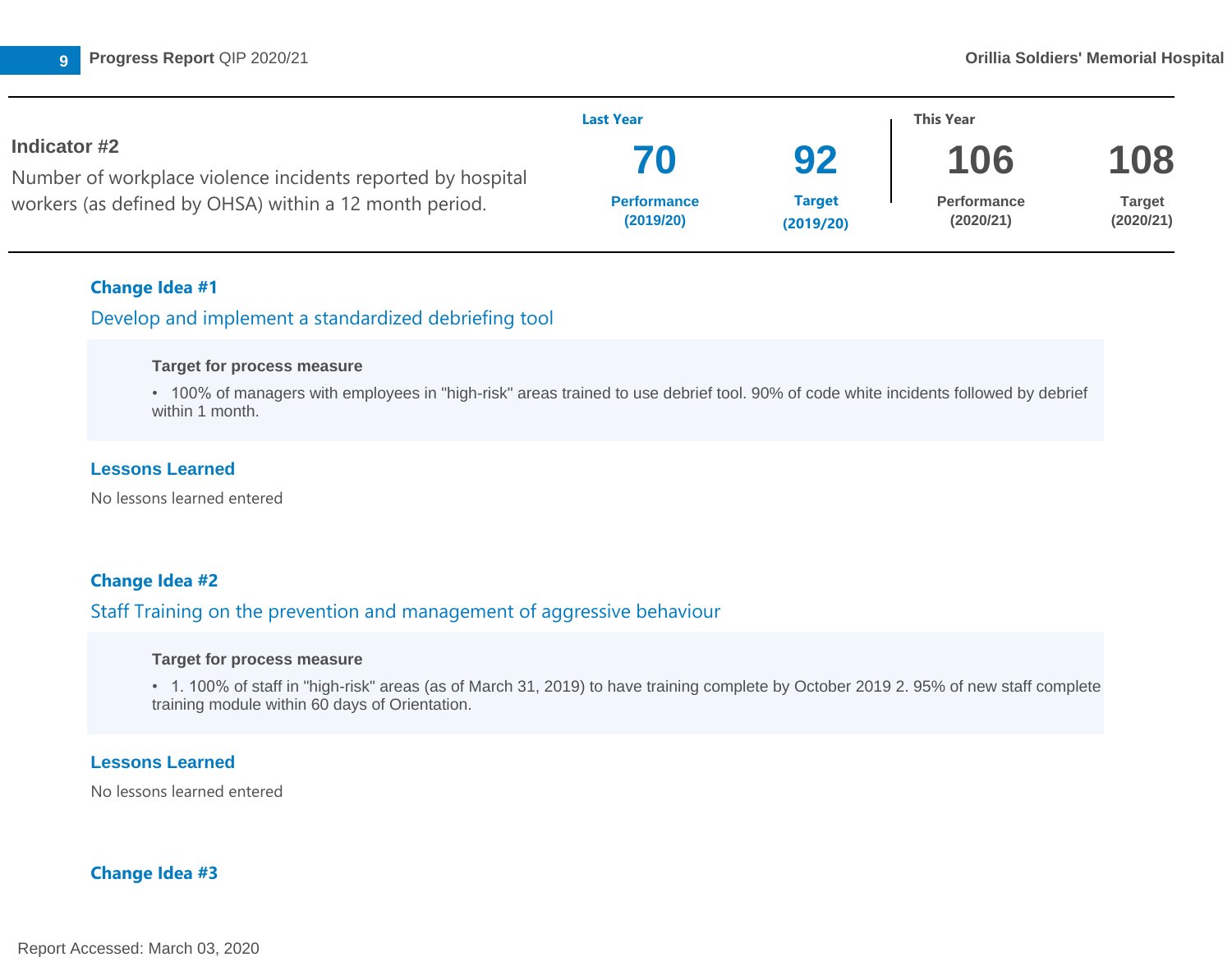## Indicator #2

Number of workplace violence incidents reported by hospital workers (as defined by OHSA) within a 12 month period.

| Last Year | | This Year | |
|---|---|---|---|
| **70** | **92** | **106** | **108** |
| Performance (2019/20) | Target (2019/20) | Performance (2020/21) | Target (2020/21) |

### Change Idea #1

Develop and implement a standardized debriefing tool

**Target for process measure**

- 100% of managers with employees in "high-risk" areas trained to use debrief tool. 90% of code white incidents followed by debrief within 1 month.

**Lessons Learned**

No lessons learned entered

### Change Idea #2

Staff Training on the prevention and management of aggressive behaviour

**Target for process measure**

- 1. 100% of staff in "high-risk" areas (as of March 31, 2019) to have training complete by October 2019 2. 95% of new staff complete training module within 60 days of Orientation.

**Lessons Learned**

No lessons learned entered

### Change Idea #3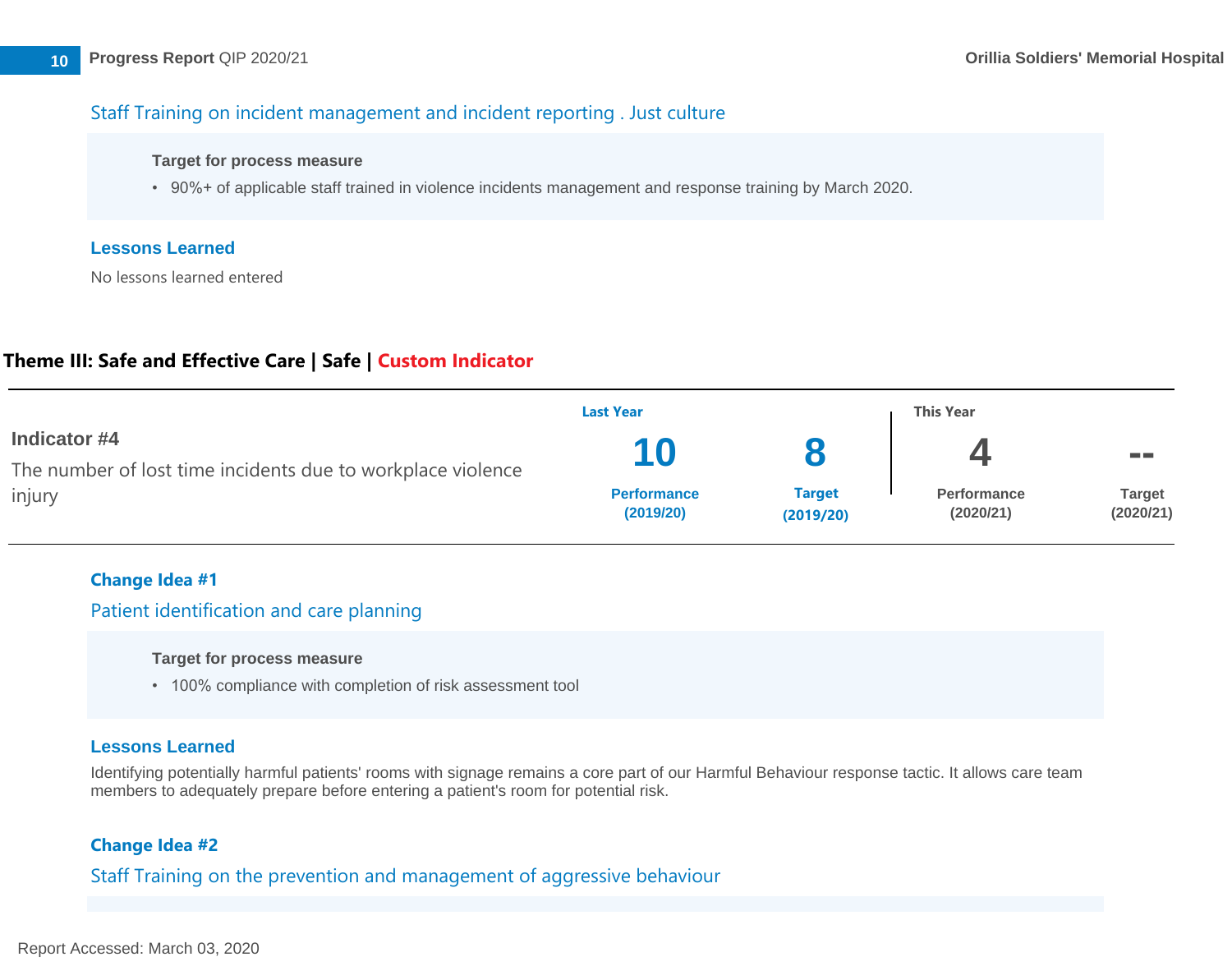Staff Training on incident management and incident reporting . Just culture

**Target for process measure**

- 90%+ of applicable staff trained in violence incidents management and response training by March 2020.

**Lessons Learned**

No lessons learned entered

## Theme III: Safe and Effective Care | Safe | Custom Indicator

| | Last Year | | This Year | |
|---|---|---|---|---|
| **Indicator #4** The number of lost time incidents due to workplace violence injury | **10** Performance (2019/20) | **8** Target (2019/20) | **4** Performance (2020/21) | **--** Target (2020/21) |

**Change Idea #1**

Patient identification and care planning

**Target for process measure**

- 100% compliance with completion of risk assessment tool

**Lessons Learned**

Identifying potentially harmful patients' rooms with signage remains a core part of our Harmful Behaviour response tactic. It allows care team members to adequately prepare before entering a patient's room for potential risk.

**Change Idea #2**

Staff Training on the prevention and management of aggressive behaviour

Report Accessed: March 03, 2020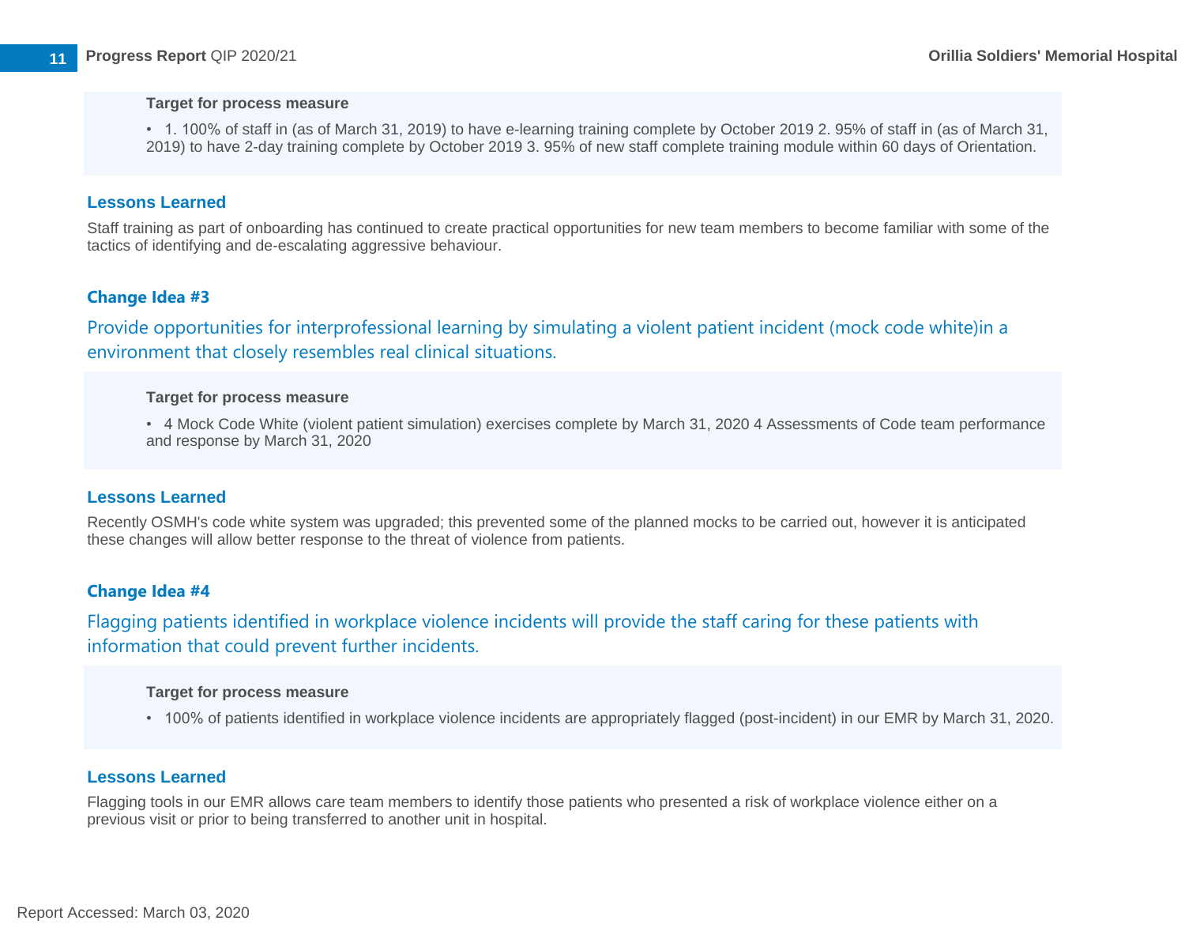**Target for process measure**

- 1. 100% of staff in (as of March 31, 2019) to have e-learning training complete by October 2019 2. 95% of staff in (as of March 31, 2019) to have 2-day training complete by October 2019 3. 95% of new staff complete training module within 60 days of Orientation.

### Lessons Learned

Staff training as part of onboarding has continued to create practical opportunities for new team members to become familiar with some of the tactics of identifying and de-escalating aggressive behaviour.

### Change Idea #3

Provide opportunities for interprofessional learning by simulating a violent patient incident (mock code white)in a environment that closely resembles real clinical situations.

**Target for process measure**

- 4 Mock Code White (violent patient simulation) exercises complete by March 31, 2020 4 Assessments of Code team performance and response by March 31, 2020

### Lessons Learned

Recently OSMH's code white system was upgraded; this prevented some of the planned mocks to be carried out, however it is anticipated these changes will allow better response to the threat of violence from patients.

### Change Idea #4

Flagging patients identified in workplace violence incidents will provide the staff caring for these patients with information that could prevent further incidents.

**Target for process measure**

- 100% of patients identified in workplace violence incidents are appropriately flagged (post-incident) in our EMR by March 31, 2020.

### Lessons Learned

Flagging tools in our EMR allows care team members to identify those patients who presented a risk of workplace violence either on a previous visit or prior to being transferred to another unit in hospital.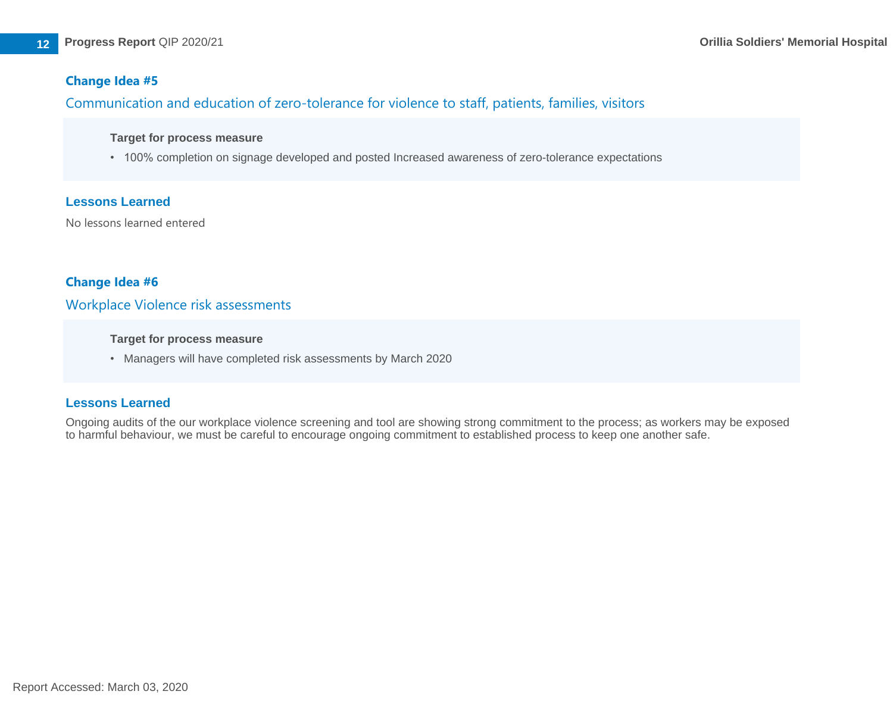### Change Idea #5

Communication and education of zero-tolerance for violence to staff, patients, families, visitors

**Target for process measure**

- 100% completion on signage developed and posted Increased awareness of zero-tolerance expectations

### Lessons Learned

No lessons learned entered

### Change Idea #6

Workplace Violence risk assessments

**Target for process measure**

- Managers will have completed risk assessments by March 2020

### Lessons Learned

Ongoing audits of the our workplace violence screening and tool are showing strong commitment to the process; as workers may be exposed to harmful behaviour, we must be careful to encourage ongoing commitment to established process to keep one another safe.

Report Accessed: March 03, 2020